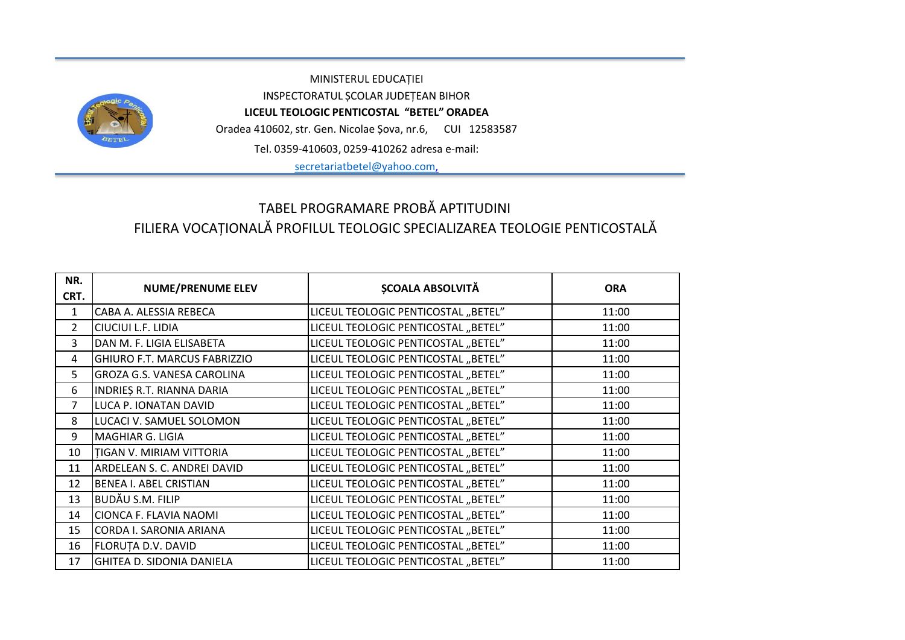MINISTERUL EDUCAȚIEI
INSPECTORATUL ȘCOLAR JUDEȚEAN BIHOR
**LICEUL TEOLOGIC PENTICOSTAL "BETEL" ORADEA**
Oradea 410602, str. Gen. Nicolae Șova, nr.6, CUI 12583587
Tel. 0359-410603, 0259-410262 adresa e-mail:
secretariatbetel@yahoo.com,

## TABEL PROGRAMARE PROBĂ APTITUDINI
## FILIERA VOCAȚIONALĂ PROFILUL TEOLOGIC SPECIALIZAREA TEOLOGIE PENTICOSTALĂ

| NR. CRT. | NUME/PRENUME ELEV | ȘCOALA ABSOLVITĂ | ORA |
|---|---|---|---|
| 1 | CABA A. ALESSIA REBECA | LICEUL TEOLOGIC PENTICOSTAL „BETEL" | 11:00 |
| 2 | CIUCIUI L.F. LIDIA | LICEUL TEOLOGIC PENTICOSTAL „BETEL" | 11:00 |
| 3 | DAN M. F. LIGIA ELISABETA | LICEUL TEOLOGIC PENTICOSTAL „BETEL" | 11:00 |
| 4 | GHIURO F.T. MARCUS FABRIZZIO | LICEUL TEOLOGIC PENTICOSTAL „BETEL" | 11:00 |
| 5 | GROZA G.S. VANESA CAROLINA | LICEUL TEOLOGIC PENTICOSTAL „BETEL" | 11:00 |
| 6 | INDRIEȘ R.T. RIANNA DARIA | LICEUL TEOLOGIC PENTICOSTAL „BETEL" | 11:00 |
| 7 | LUCA P. IONATAN DAVID | LICEUL TEOLOGIC PENTICOSTAL „BETEL" | 11:00 |
| 8 | LUCACI V. SAMUEL SOLOMON | LICEUL TEOLOGIC PENTICOSTAL „BETEL" | 11:00 |
| 9 | MAGHIAR G. LIGIA | LICEUL TEOLOGIC PENTICOSTAL „BETEL" | 11:00 |
| 10 | ȚIGAN V. MIRIAM VITTORIA | LICEUL TEOLOGIC PENTICOSTAL „BETEL" | 11:00 |
| 11 | ARDELEAN S. C. ANDREI DAVID | LICEUL TEOLOGIC PENTICOSTAL „BETEL" | 11:00 |
| 12 | BENEA I. ABEL CRISTIAN | LICEUL TEOLOGIC PENTICOSTAL „BETEL" | 11:00 |
| 13 | BUDĂU S.M. FILIP | LICEUL TEOLOGIC PENTICOSTAL „BETEL" | 11:00 |
| 14 | CIONCA F. FLAVIA NAOMI | LICEUL TEOLOGIC PENTICOSTAL „BETEL" | 11:00 |
| 15 | CORDA I. SARONIA ARIANA | LICEUL TEOLOGIC PENTICOSTAL „BETEL" | 11:00 |
| 16 | FLORUȚA D.V. DAVID | LICEUL TEOLOGIC PENTICOSTAL „BETEL" | 11:00 |
| 17 | GHITEA D. SIDONIA DANIELA | LICEUL TEOLOGIC PENTICOSTAL „BETEL" | 11:00 |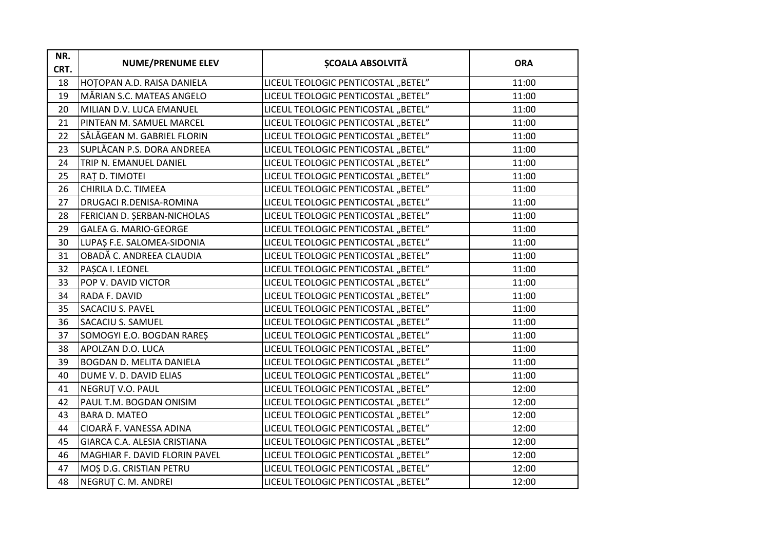| NR. CRT. | NUME/PRENUME ELEV | ȘCOALA ABSOLVITĂ | ORA |
|---|---|---|---|
| 18 | HOȚOPAN A.D. RAISA DANIELA | LICEUL TEOLOGIC PENTICOSTAL „BETEL” | 11:00 |
| 19 | MĂRIAN S.C. MATEAS ANGELO | LICEUL TEOLOGIC PENTICOSTAL „BETEL” | 11:00 |
| 20 | MILIAN D.V. LUCA EMANUEL | LICEUL TEOLOGIC PENTICOSTAL „BETEL” | 11:00 |
| 21 | PINTEAN M. SAMUEL MARCEL | LICEUL TEOLOGIC PENTICOSTAL „BETEL” | 11:00 |
| 22 | SĂLĂGEAN M. GABRIEL FLORIN | LICEUL TEOLOGIC PENTICOSTAL „BETEL” | 11:00 |
| 23 | SUPLĂCAN P.S. DORA ANDREEA | LICEUL TEOLOGIC PENTICOSTAL „BETEL” | 11:00 |
| 24 | TRIP N. EMANUEL DANIEL | LICEUL TEOLOGIC PENTICOSTAL „BETEL” | 11:00 |
| 25 | RAȚ D. TIMOTEI | LICEUL TEOLOGIC PENTICOSTAL „BETEL” | 11:00 |
| 26 | CHIRILA D.C. TIMEEA | LICEUL TEOLOGIC PENTICOSTAL „BETEL” | 11:00 |
| 27 | DRUGACI R.DENISA-ROMINA | LICEUL TEOLOGIC PENTICOSTAL „BETEL” | 11:00 |
| 28 | FERICIAN D. ȘERBAN-NICHOLAS | LICEUL TEOLOGIC PENTICOSTAL „BETEL” | 11:00 |
| 29 | GALEA G. MARIO-GEORGE | LICEUL TEOLOGIC PENTICOSTAL „BETEL” | 11:00 |
| 30 | LUPAȘ F.E. SALOMEA-SIDONIA | LICEUL TEOLOGIC PENTICOSTAL „BETEL” | 11:00 |
| 31 | OBADĂ C. ANDREEA CLAUDIA | LICEUL TEOLOGIC PENTICOSTAL „BETEL” | 11:00 |
| 32 | PAȘCA I. LEONEL | LICEUL TEOLOGIC PENTICOSTAL „BETEL” | 11:00 |
| 33 | POP V. DAVID VICTOR | LICEUL TEOLOGIC PENTICOSTAL „BETEL” | 11:00 |
| 34 | RADA F. DAVID | LICEUL TEOLOGIC PENTICOSTAL „BETEL” | 11:00 |
| 35 | SACACIU S. PAVEL | LICEUL TEOLOGIC PENTICOSTAL „BETEL” | 11:00 |
| 36 | SACACIU S. SAMUEL | LICEUL TEOLOGIC PENTICOSTAL „BETEL” | 11:00 |
| 37 | SOMOGYI E.O. BOGDAN RAREȘ | LICEUL TEOLOGIC PENTICOSTAL „BETEL” | 11:00 |
| 38 | APOLZAN D.O. LUCA | LICEUL TEOLOGIC PENTICOSTAL „BETEL” | 11:00 |
| 39 | BOGDAN D. MELITA DANIELA | LICEUL TEOLOGIC PENTICOSTAL „BETEL” | 11:00 |
| 40 | DUME V. D. DAVID ELIAS | LICEUL TEOLOGIC PENTICOSTAL „BETEL” | 11:00 |
| 41 | NEGRUȚ V.O. PAUL | LICEUL TEOLOGIC PENTICOSTAL „BETEL” | 12:00 |
| 42 | PAUL T.M. BOGDAN ONISIM | LICEUL TEOLOGIC PENTICOSTAL „BETEL” | 12:00 |
| 43 | BARA D. MATEO | LICEUL TEOLOGIC PENTICOSTAL „BETEL” | 12:00 |
| 44 | CIOARĂ F. VANESSA ADINA | LICEUL TEOLOGIC PENTICOSTAL „BETEL” | 12:00 |
| 45 | GIARCA C.A. ALESIA CRISTIANA | LICEUL TEOLOGIC PENTICOSTAL „BETEL” | 12:00 |
| 46 | MAGHIAR F. DAVID FLORIN PAVEL | LICEUL TEOLOGIC PENTICOSTAL „BETEL” | 12:00 |
| 47 | MOȘ D.G. CRISTIAN PETRU | LICEUL TEOLOGIC PENTICOSTAL „BETEL” | 12:00 |
| 48 | NEGRUȚ C. M. ANDREI | LICEUL TEOLOGIC PENTICOSTAL „BETEL” | 12:00 |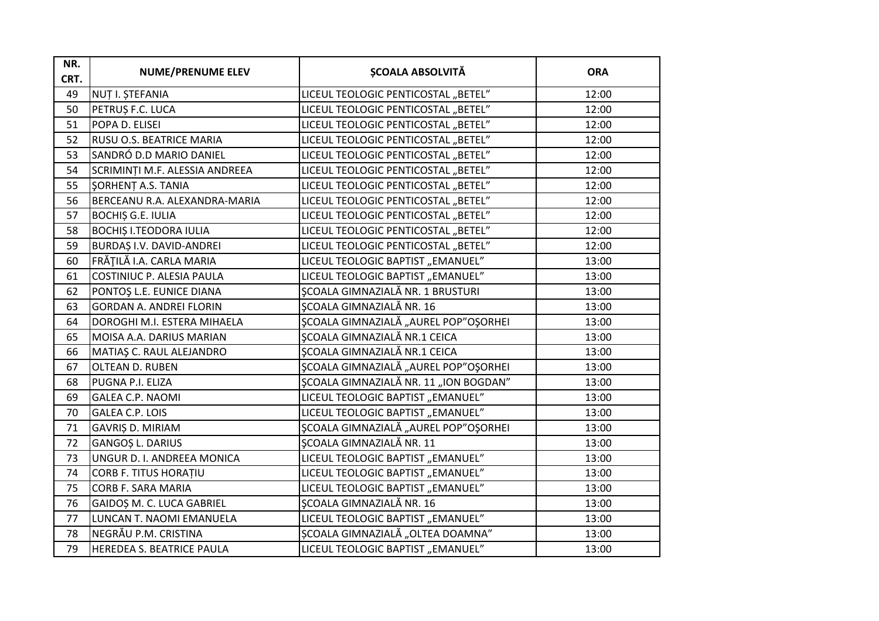| NR. CRT. | NUME/PRENUME ELEV | ȘCOALA ABSOLVITĂ | ORA |
|---|---|---|---|
| 49 | NUȚ I. ȘTEFANIA | LICEUL TEOLOGIC PENTICOSTAL „BETEL” | 12:00 |
| 50 | PETRUȘ F.C. LUCA | LICEUL TEOLOGIC PENTICOSTAL „BETEL” | 12:00 |
| 51 | POPA D. ELISEI | LICEUL TEOLOGIC PENTICOSTAL „BETEL” | 12:00 |
| 52 | RUSU O.S. BEATRICE MARIA | LICEUL TEOLOGIC PENTICOSTAL „BETEL” | 12:00 |
| 53 | SANDRÓ D.D MARIO DANIEL | LICEUL TEOLOGIC PENTICOSTAL „BETEL” | 12:00 |
| 54 | SCRIMINȚI M.F. ALESSIA ANDREEA | LICEUL TEOLOGIC PENTICOSTAL „BETEL” | 12:00 |
| 55 | ŞORHENȚ A.S. TANIA | LICEUL TEOLOGIC PENTICOSTAL „BETEL” | 12:00 |
| 56 | BERCEANU R.A. ALEXANDRA-MARIA | LICEUL TEOLOGIC PENTICOSTAL „BETEL” | 12:00 |
| 57 | BOCHIȘ G.E. IULIA | LICEUL TEOLOGIC PENTICOSTAL „BETEL” | 12:00 |
| 58 | BOCHIȘ I.TEODORA IULIA | LICEUL TEOLOGIC PENTICOSTAL „BETEL” | 12:00 |
| 59 | BURDAȘ I.V. DAVID-ANDREI | LICEUL TEOLOGIC PENTICOSTAL „BETEL” | 12:00 |
| 60 | FRĂȚILĂ I.A. CARLA MARIA | LICEUL TEOLOGIC BAPTIST „EMANUEL” | 13:00 |
| 61 | COSTINIUC P. ALESIA PAULA | LICEUL TEOLOGIC BAPTIST „EMANUEL” | 13:00 |
| 62 | PONTOŞ L.E. EUNICE DIANA | ŞCOALA GIMNAZIALĂ NR. 1 BRUSTURI | 13:00 |
| 63 | GORDAN A. ANDREI FLORIN | ŞCOALA GIMNAZIALĂ NR. 16 | 13:00 |
| 64 | DOROGHI M.I. ESTERA MIHAELA | ŞCOALA GIMNAZIALĂ „AUREL POP”OŞORHEI | 13:00 |
| 65 | MOISA A.A. DARIUS MARIAN | ŞCOALA GIMNAZIALĂ NR.1 CEICA | 13:00 |
| 66 | MATIAŞ C. RAUL ALEJANDRO | ŞCOALA GIMNAZIALĂ NR.1 CEICA | 13:00 |
| 67 | OLTEAN D. RUBEN | ŞCOALA GIMNAZIALĂ „AUREL POP”OŞORHEI | 13:00 |
| 68 | PUGNA P.I. ELIZA | ŞCOALA GIMNAZIALĂ NR. 11 „ION BOGDAN” | 13:00 |
| 69 | GALEA C.P. NAOMI | LICEUL TEOLOGIC BAPTIST „EMANUEL” | 13:00 |
| 70 | GALEA C.P. LOIS | LICEUL TEOLOGIC BAPTIST „EMANUEL” | 13:00 |
| 71 | GAVRIȘ D. MIRIAM | ŞCOALA GIMNAZIALĂ „AUREL POP”OŞORHEI | 13:00 |
| 72 | GANGOȘ L. DARIUS | ŞCOALA GIMNAZIALĂ NR. 11 | 13:00 |
| 73 | UNGUR D. I. ANDREEA MONICA | LICEUL TEOLOGIC BAPTIST „EMANUEL” | 13:00 |
| 74 | CORB F. TITUS HORAȚIU | LICEUL TEOLOGIC BAPTIST „EMANUEL” | 13:00 |
| 75 | CORB F. SARA MARIA | LICEUL TEOLOGIC BAPTIST „EMANUEL” | 13:00 |
| 76 | GAIDOȘ M. C. LUCA GABRIEL | ŞCOALA GIMNAZIALĂ NR. 16 | 13:00 |
| 77 | LUNCAN T. NAOMI EMANUELA | LICEUL TEOLOGIC BAPTIST „EMANUEL” | 13:00 |
| 78 | NEGRĂU P.M. CRISTINA | ŞCOALA GIMNAZIALĂ „OLTEA DOAMNA” | 13:00 |
| 79 | HEREDEA S. BEATRICE PAULA | LICEUL TEOLOGIC BAPTIST „EMANUEL” | 13:00 |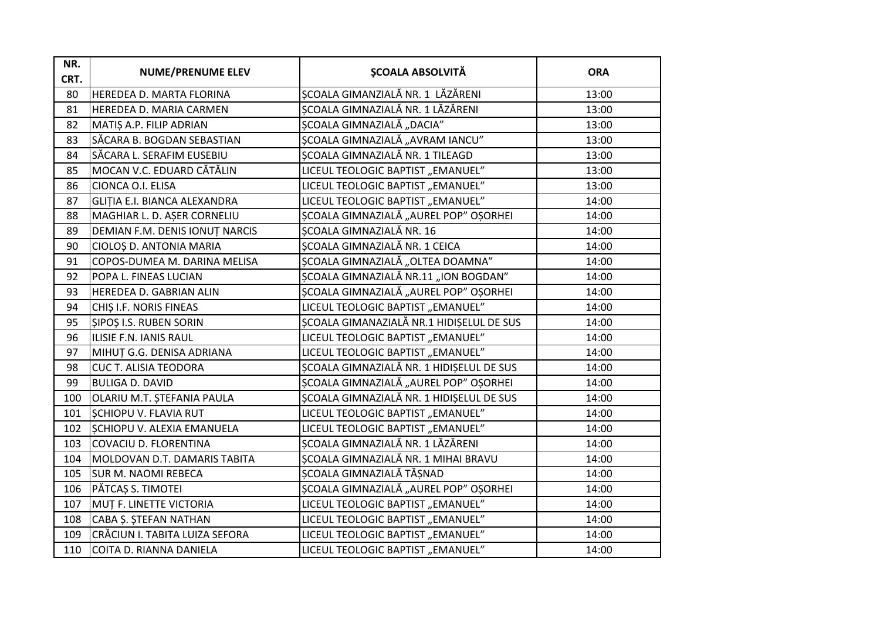| NR. CRT. | NUME/PRENUME ELEV | ȘCOALA ABSOLVITĂ | ORA |
|---|---|---|---|
| 80 | HEREDEA D. MARTA FLORINA | ȘCOALA GIMANZIALĂ NR. 1 LĂZĂRENI | 13:00 |
| 81 | HEREDEA D. MARIA CARMEN | ȘCOALA GIMNAZIALĂ NR. 1 LĂZĂRENI | 13:00 |
| 82 | MATIȘ A.P. FILIP ADRIAN | ȘCOALA GIMNAZIALĂ „DACIA” | 13:00 |
| 83 | SĂCARA B. BOGDAN SEBASTIAN | ȘCOALA GIMNAZIALĂ „AVRAM IANCU” | 13:00 |
| 84 | SĂCARA L. SERAFIM EUSEBIU | ȘCOALA GIMNAZIALĂ NR. 1 TILEAGD | 13:00 |
| 85 | MOCAN V.C. EDUARD CĂTĂLIN | LICEUL TEOLOGIC BAPTIST „EMANUEL” | 13:00 |
| 86 | CIONCA O.I. ELISA | LICEUL TEOLOGIC BAPTIST „EMANUEL” | 13:00 |
| 87 | GLIȚIA E.I. BIANCA ALEXANDRA | LICEUL TEOLOGIC BAPTIST „EMANUEL” | 14:00 |
| 88 | MAGHIAR L. D. AȘER CORNELIU | ȘCOALA GIMNAZIALĂ „AUREL POP” OȘORHEI | 14:00 |
| 89 | DEMIAN F.M. DENIS IONUȚ NARCIS | ȘCOALA GIMNAZIALĂ NR. 16 | 14:00 |
| 90 | CIOLOȘ D. ANTONIA MARIA | ȘCOALA GIMNAZIALĂ NR. 1 CEICA | 14:00 |
| 91 | COPOS-DUMEA M. DARINA MELISA | ȘCOALA GIMNAZIALĂ „OLTEA DOAMNA” | 14:00 |
| 92 | POPA L. FINEAS LUCIAN | ȘCOALA GIMNAZIALĂ NR.11 „ION BOGDAN” | 14:00 |
| 93 | HEREDEA D. GABRIAN ALIN | ȘCOALA GIMNAZIALĂ „AUREL POP” OȘORHEI | 14:00 |
| 94 | CHIȘ I.F. NORIS FINEAS | LICEUL TEOLOGIC BAPTIST „EMANUEL” | 14:00 |
| 95 | ȘIPOȘ I.S. RUBEN SORIN | ȘCOALA GIMANAZIALĂ NR.1 HIDIȘELUL DE SUS | 14:00 |
| 96 | ILISIE F.N. IANIS RAUL | LICEUL TEOLOGIC BAPTIST „EMANUEL” | 14:00 |
| 97 | MIHUȚ G.G. DENISA ADRIANA | LICEUL TEOLOGIC BAPTIST „EMANUEL” | 14:00 |
| 98 | CUC T. ALISIA TEODORA | ȘCOALA GIMNAZIALĂ NR. 1 HIDIȘELUL DE SUS | 14:00 |
| 99 | BULIGA D. DAVID | ȘCOALA GIMNAZIALĂ „AUREL POP” OȘORHEI | 14:00 |
| 100 | OLARIU M.T. ȘTEFANIA PAULA | ȘCOALA GIMNAZIALĂ NR. 1 HIDIȘELUL DE SUS | 14:00 |
| 101 | ȘCHIOPU V. FLAVIA RUT | LICEUL TEOLOGIC BAPTIST „EMANUEL” | 14:00 |
| 102 | ȘCHIOPU V. ALEXIA EMANUELA | LICEUL TEOLOGIC BAPTIST „EMANUEL” | 14:00 |
| 103 | COVACIU D. FLORENTINA | ȘCOALA GIMNAZIALĂ NR. 1 LĂZĂRENI | 14:00 |
| 104 | MOLDOVAN D.T. DAMARIS TABITA | ȘCOALA GIMNAZIALĂ NR. 1 MIHAI BRAVU | 14:00 |
| 105 | SUR M. NAOMI REBECA | ȘCOALA GIMNAZIALĂ TĂȘNAD | 14:00 |
| 106 | PĂTCAȘ S. TIMOTEI | ȘCOALA GIMNAZIALĂ „AUREL POP” OȘORHEI | 14:00 |
| 107 | MUȚ F. LINETTE VICTORIA | LICEUL TEOLOGIC BAPTIST „EMANUEL” | 14:00 |
| 108 | CABA Ș. ȘTEFAN NATHAN | LICEUL TEOLOGIC BAPTIST „EMANUEL” | 14:00 |
| 109 | CRĂCIUN I. TABITA LUIZA SEFORA | LICEUL TEOLOGIC BAPTIST „EMANUEL” | 14:00 |
| 110 | COITA D. RIANNA DANIELA | LICEUL TEOLOGIC BAPTIST „EMANUEL” | 14:00 |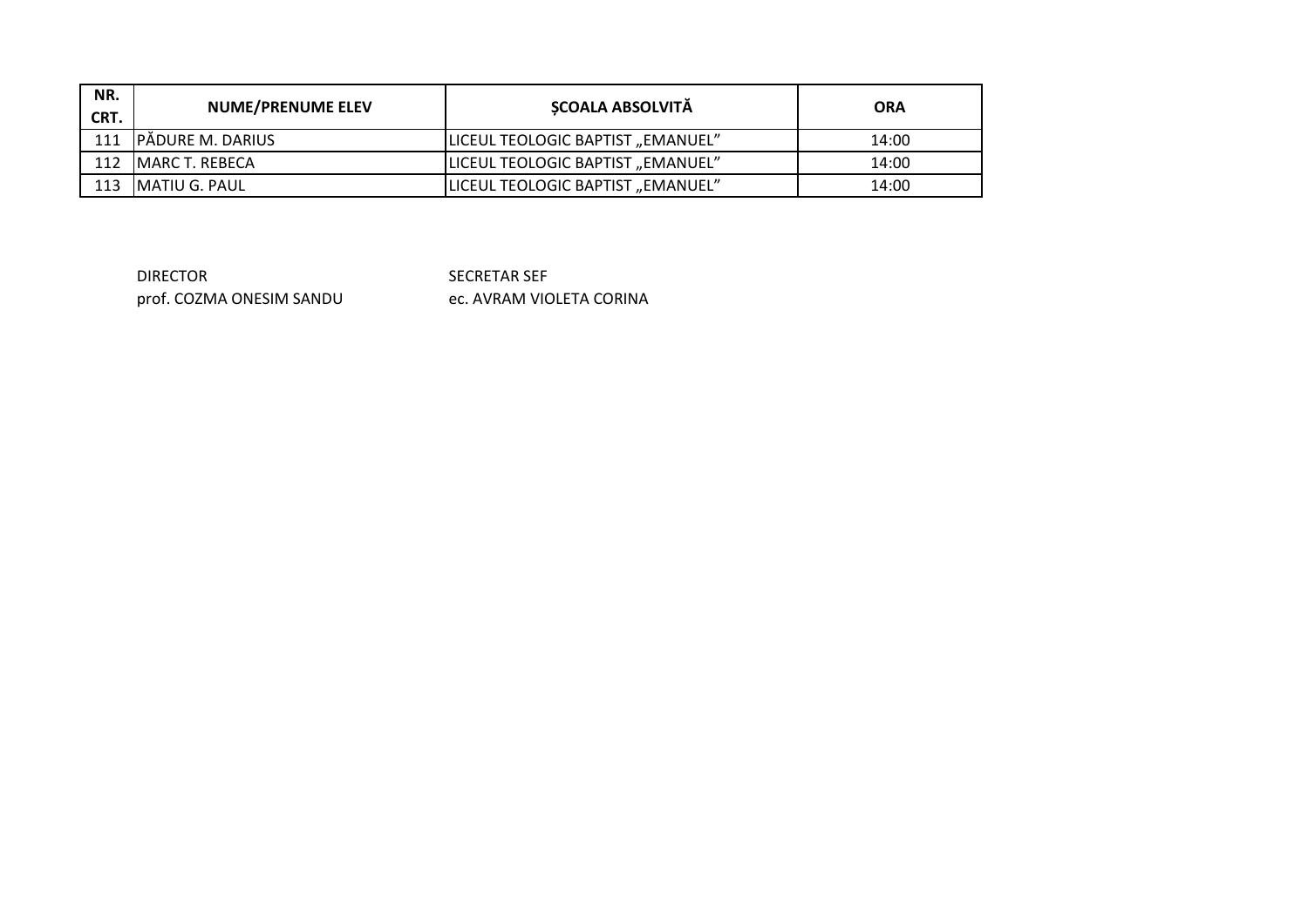| NR. CRT. | NUME/PRENUME ELEV | ȘCOALA ABSOLVITĂ | ORA |
|---|---|---|---|
| 111 | PĂDURE M. DARIUS | LICEUL TEOLOGIC BAPTIST „EMANUEL” | 14:00 |
| 112 | MARC T. REBECA | LICEUL TEOLOGIC BAPTIST „EMANUEL” | 14:00 |
| 113 | MATIU G. PAUL | LICEUL TEOLOGIC BAPTIST „EMANUEL” | 14:00 |

DIRECTOR
prof. COZMA ONESIM SANDU

SECRETAR SEF
ec. AVRAM VIOLETA CORINA